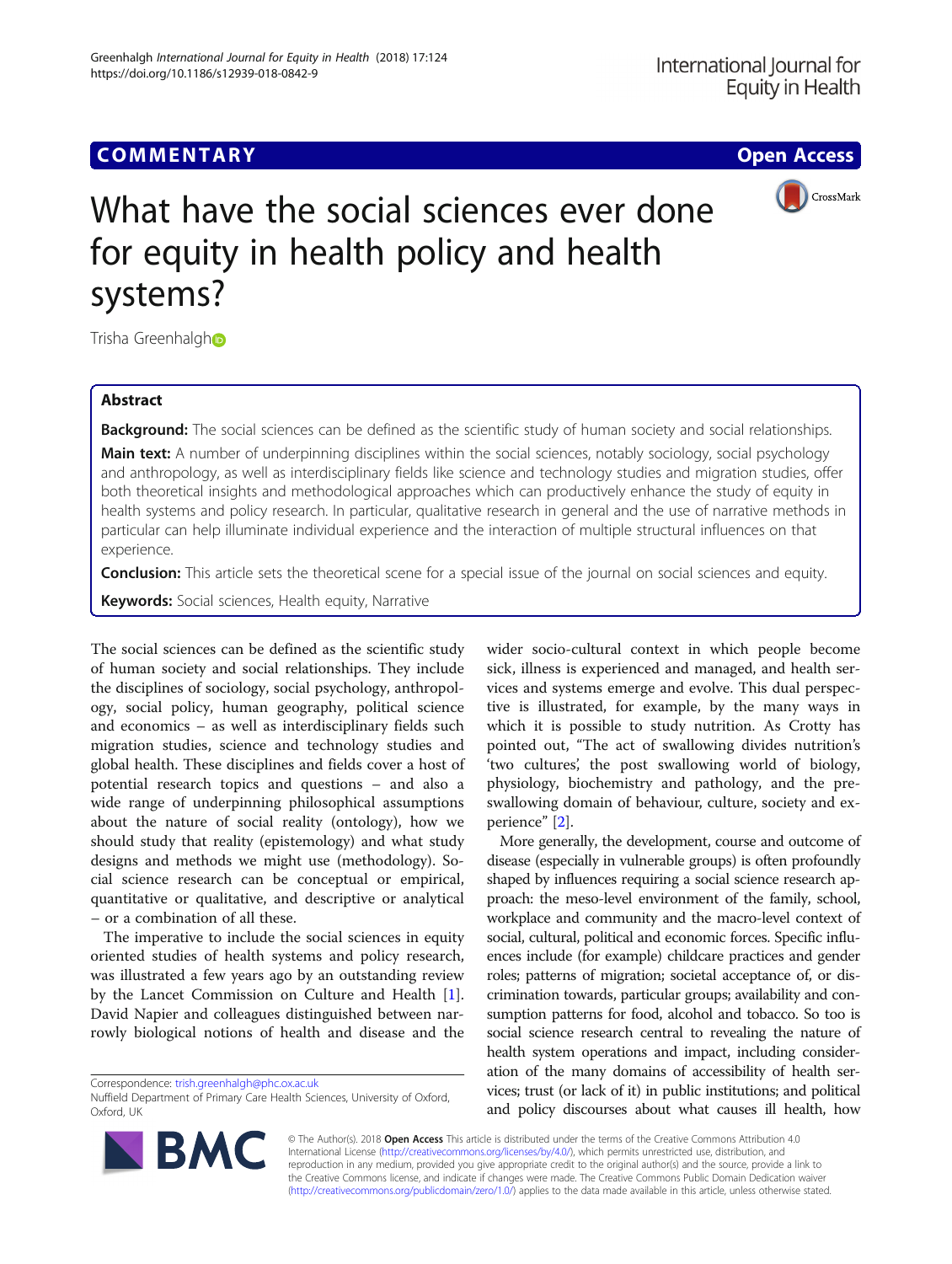COMMENTARY

Open Access

# What have the social sciences ever done for equity in health policy and health systems?

Trisha Greenhalgh

## Abstract

**Background:** The social sciences can be defined as the scientific study of human society and social relationships.

**Main text:** A number of underpinning disciplines within the social sciences, notably sociology, social psychology and anthropology, as well as interdisciplinary fields like science and technology studies and migration studies, offer both theoretical insights and methodological approaches which can productively enhance the study of equity in health systems and policy research. In particular, qualitative research in general and the use of narrative methods in particular can help illuminate individual experience and the interaction of multiple structural influences on that experience.

**Conclusion:** This article sets the theoretical scene for a special issue of the journal on social sciences and equity.

**Keywords:** Social sciences, Health equity, Narrative

The social sciences can be defined as the scientific study of human society and social relationships. They include the disciplines of sociology, social psychology, anthropology, social policy, human geography, political science and economics – as well as interdisciplinary fields such migration studies, science and technology studies and global health. These disciplines and fields cover a host of potential research topics and questions – and also a wide range of underpinning philosophical assumptions about the nature of social reality (ontology), how we should study that reality (epistemology) and what study designs and methods we might use (methodology). Social science research can be conceptual or empirical, quantitative or qualitative, and descriptive or analytical – or a combination of all these.

The imperative to include the social sciences in equity oriented studies of health systems and policy research, was illustrated a few years ago by an outstanding review by the Lancet Commission on Culture and Health [1]. David Napier and colleagues distinguished between narrowly biological notions of health and disease and the wider socio-cultural context in which people become sick, illness is experienced and managed, and health services and systems emerge and evolve. This dual perspective is illustrated, for example, by the many ways in which it is possible to study nutrition. As Crotty has pointed out, "The act of swallowing divides nutrition's 'two cultures', the post swallowing world of biology, physiology, biochemistry and pathology, and the pre-swallowing domain of behaviour, culture, society and experience" [2].

More generally, the development, course and outcome of disease (especially in vulnerable groups) is often profoundly shaped by influences requiring a social science research approach: the meso-level environment of the family, school, workplace and community and the macro-level context of social, cultural, political and economic forces. Specific influences include (for example) childcare practices and gender roles; patterns of migration; societal acceptance of, or discrimination towards, particular groups; availability and consumption patterns for food, alcohol and tobacco. So too is social science research central to revealing the nature of health system operations and impact, including consideration of the many domains of accessibility of health services; trust (or lack of it) in public institutions; and political and policy discourses about what causes ill health, how

Correspondence: trish.greenhalgh@phc.ox.ac.uk
Nuffield Department of Primary Care Health Sciences, University of Oxford, Oxford, UK

© The Author(s). 2018 **Open Access** This article is distributed under the terms of the Creative Commons Attribution 4.0 International License (http://creativecommons.org/licenses/by/4.0/), which permits unrestricted use, distribution, and reproduction in any medium, provided you give appropriate credit to the original author(s) and the source, provide a link to the Creative Commons license, and indicate if changes were made. The Creative Commons Public Domain Dedication waiver (http://creativecommons.org/publicdomain/zero/1.0/) applies to the data made available in this article, unless otherwise stated.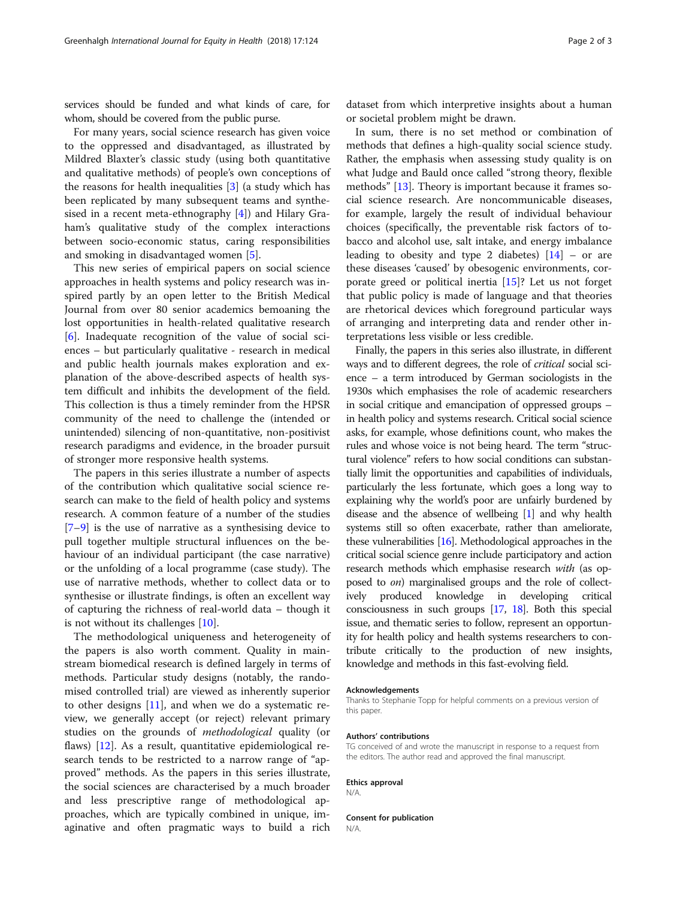services should be funded and what kinds of care, for whom, should be covered from the public purse.

For many years, social science research has given voice to the oppressed and disadvantaged, as illustrated by Mildred Blaxter's classic study (using both quantitative and qualitative methods) of people's own conceptions of the reasons for health inequalities [3] (a study which has been replicated by many subsequent teams and synthesised in a recent meta-ethnography [4]) and Hilary Graham's qualitative study of the complex interactions between socio-economic status, caring responsibilities and smoking in disadvantaged women [5].

This new series of empirical papers on social science approaches in health systems and policy research was inspired partly by an open letter to the British Medical Journal from over 80 senior academics bemoaning the lost opportunities in health-related qualitative research [6]. Inadequate recognition of the value of social sciences – but particularly qualitative - research in medical and public health journals makes exploration and explanation of the above-described aspects of health system difficult and inhibits the development of the field. This collection is thus a timely reminder from the HPSR community of the need to challenge the (intended or unintended) silencing of non-quantitative, non-positivist research paradigms and evidence, in the broader pursuit of stronger more responsive health systems.

The papers in this series illustrate a number of aspects of the contribution which qualitative social science research can make to the field of health policy and systems research. A common feature of a number of the studies [7–9] is the use of narrative as a synthesising device to pull together multiple structural influences on the behaviour of an individual participant (the case narrative) or the unfolding of a local programme (case study). The use of narrative methods, whether to collect data or to synthesise or illustrate findings, is often an excellent way of capturing the richness of real-world data – though it is not without its challenges [10].

The methodological uniqueness and heterogeneity of the papers is also worth comment. Quality in mainstream biomedical research is defined largely in terms of methods. Particular study designs (notably, the randomised controlled trial) are viewed as inherently superior to other designs [11], and when we do a systematic review, we generally accept (or reject) relevant primary studies on the grounds of *methodological* quality (or flaws) [12]. As a result, quantitative epidemiological research tends to be restricted to a narrow range of "approved" methods. As the papers in this series illustrate, the social sciences are characterised by a much broader and less prescriptive range of methodological approaches, which are typically combined in unique, imaginative and often pragmatic ways to build a rich dataset from which interpretive insights about a human or societal problem might be drawn.

In sum, there is no set method or combination of methods that defines a high-quality social science study. Rather, the emphasis when assessing study quality is on what Judge and Bauld once called "strong theory, flexible methods" [13]. Theory is important because it frames social science research. Are noncommunicable diseases, for example, largely the result of individual behaviour choices (specifically, the preventable risk factors of tobacco and alcohol use, salt intake, and energy imbalance leading to obesity and type 2 diabetes) [14] – or are these diseases 'caused' by obesogenic environments, corporate greed or political inertia [15]? Let us not forget that public policy is made of language and that theories are rhetorical devices which foreground particular ways of arranging and interpreting data and render other interpretations less visible or less credible.

Finally, the papers in this series also illustrate, in different ways and to different degrees, the role of *critical* social science – a term introduced by German sociologists in the 1930s which emphasises the role of academic researchers in social critique and emancipation of oppressed groups – in health policy and systems research. Critical social science asks, for example, whose definitions count, who makes the rules and whose voice is not being heard. The term "structural violence" refers to how social conditions can substantially limit the opportunities and capabilities of individuals, particularly the less fortunate, which goes a long way to explaining why the world's poor are unfairly burdened by disease and the absence of wellbeing [1] and why health systems still so often exacerbate, rather than ameliorate, these vulnerabilities [16]. Methodological approaches in the critical social science genre include participatory and action research methods which emphasise research *with* (as opposed to *on*) marginalised groups and the role of collectively produced knowledge in developing critical consciousness in such groups [17, 18]. Both this special issue, and thematic series to follow, represent an opportunity for health policy and health systems researchers to contribute critically to the production of new insights, knowledge and methods in this fast-evolving field.

#### Acknowledgements
Thanks to Stephanie Topp for helpful comments on a previous version of this paper.

#### Authors' contributions
TG conceived of and wrote the manuscript in response to a request from the editors. The author read and approved the final manuscript.

#### Ethics approval
N/A.

#### Consent for publication
N/A.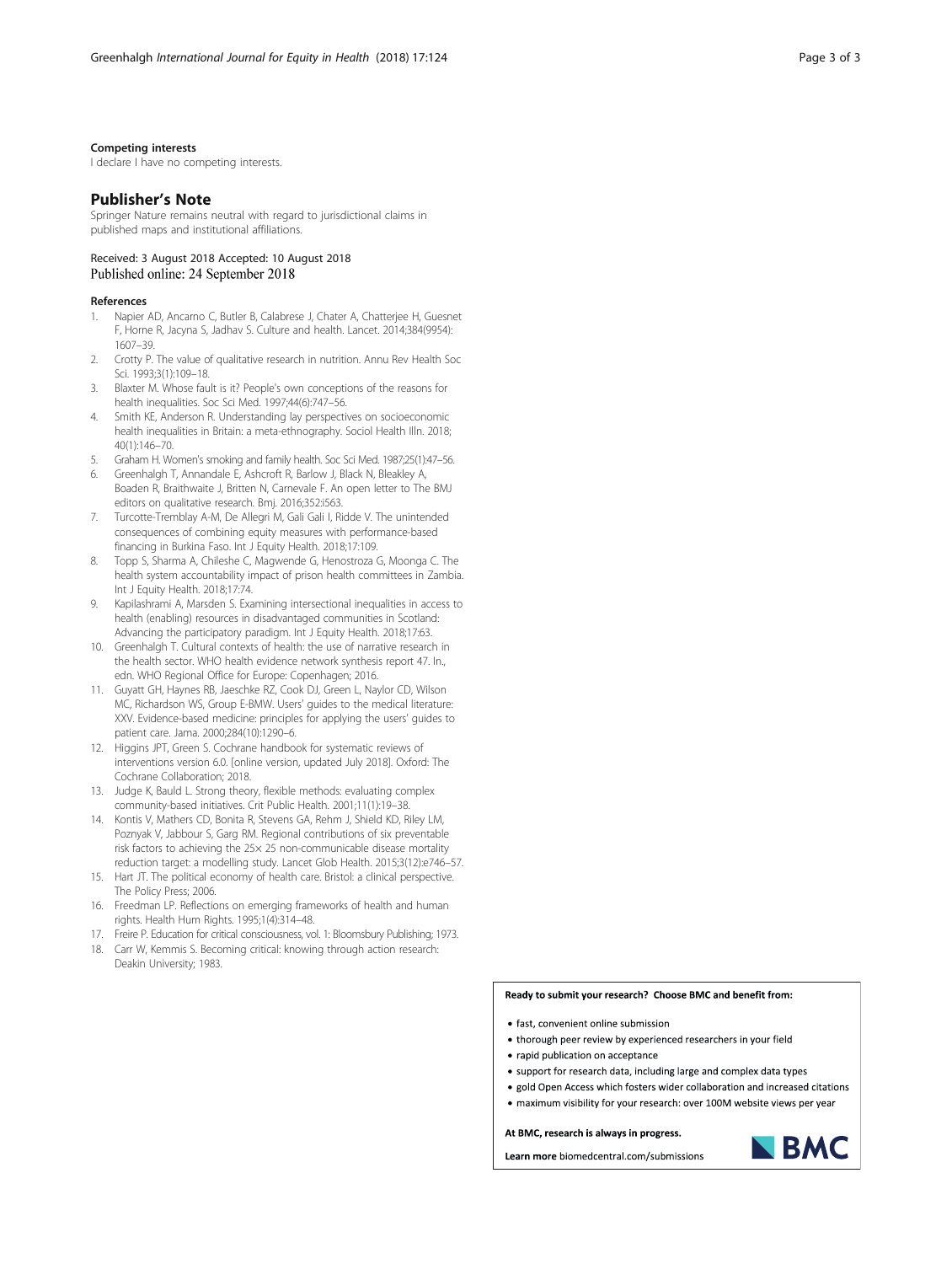#### Competing interests

I declare I have no competing interests.

## Publisher's Note

Springer Nature remains neutral with regard to jurisdictional claims in published maps and institutional affiliations.

Received: 3 August 2018 Accepted: 10 August 2018
Published online: 24 September 2018

#### References

1. Napier AD, Ancarno C, Butler B, Calabrese J, Chater A, Chatterjee H, Guesnet F, Horne R, Jacyna S, Jadhav S. Culture and health. Lancet. 2014;384(9954):1607–39.
2. Crotty P. The value of qualitative research in nutrition. Annu Rev Health Soc Sci. 1993;3(1):109–18.
3. Blaxter M. Whose fault is it? People's own conceptions of the reasons for health inequalities. Soc Sci Med. 1997;44(6):747–56.
4. Smith KE, Anderson R. Understanding lay perspectives on socioeconomic health inequalities in Britain: a meta-ethnography. Sociol Health Illn. 2018;40(1):146–70.
5. Graham H. Women's smoking and family health. Soc Sci Med. 1987;25(1):47–56.
6. Greenhalgh T, Annandale E, Ashcroft R, Barlow J, Black N, Bleakley A, Boaden R, Braithwaite J, Britten N, Carnevale F. An open letter to The BMJ editors on qualitative research. Bmj. 2016;352:i563.
7. Turcotte-Tremblay A-M, De Allegri M, Gali Gali I, Ridde V. The unintended consequences of combining equity measures with performance-based financing in Burkina Faso. Int J Equity Health. 2018;17:109.
8. Topp S, Sharma A, Chileshe C, Magwende G, Henostroza G, Moonga C. The health system accountability impact of prison health committees in Zambia. Int J Equity Health. 2018;17:74.
9. Kapilashrami A, Marsden S. Examining intersectional inequalities in access to health (enabling) resources in disadvantaged communities in Scotland: Advancing the participatory paradigm. Int J Equity Health. 2018;17:63.
10. Greenhalgh T. Cultural contexts of health: the use of narrative research in the health sector. WHO health evidence network synthesis report 47. In., edn. WHO Regional Office for Europe: Copenhagen; 2016.
11. Guyatt GH, Haynes RB, Jaeschke RZ, Cook DJ, Green L, Naylor CD, Wilson MC, Richardson WS, Group E-BMW. Users' guides to the medical literature: XXV. Evidence-based medicine: principles for applying the users' guides to patient care. Jama. 2000;284(10):1290–6.
12. Higgins JPT, Green S. Cochrane handbook for systematic reviews of interventions version 6.0. [online version, updated July 2018]. Oxford: The Cochrane Collaboration; 2018.
13. Judge K, Bauld L. Strong theory, flexible methods: evaluating complex community-based initiatives. Crit Public Health. 2001;11(1):19–38.
14. Kontis V, Mathers CD, Bonita R, Stevens GA, Rehm J, Shield KD, Riley LM, Poznyak V, Jabbour S, Garg RM. Regional contributions of six preventable risk factors to achieving the 25× 25 non-communicable disease mortality reduction target: a modelling study. Lancet Glob Health. 2015;3(12):e746–57.
15. Hart JT. The political economy of health care. Bristol: a clinical perspective. The Policy Press; 2006.
16. Freedman LP. Reflections on emerging frameworks of health and human rights. Health Hum Rights. 1995;1(4):314–48.
17. Freire P. Education for critical consciousness, vol. 1: Bloomsbury Publishing; 1973.
18. Carr W, Kemmis S. Becoming critical: knowing through action research: Deakin University; 1983.

**Ready to submit your research? Choose BMC and benefit from:**

- fast, convenient online submission
- thorough peer review by experienced researchers in your field
- rapid publication on acceptance
- support for research data, including large and complex data types
- gold Open Access which fosters wider collaboration and increased citations
- maximum visibility for your research: over 100M website views per year

**At BMC, research is always in progress.**

**Learn more** biomedcentral.com/submissions

BMC